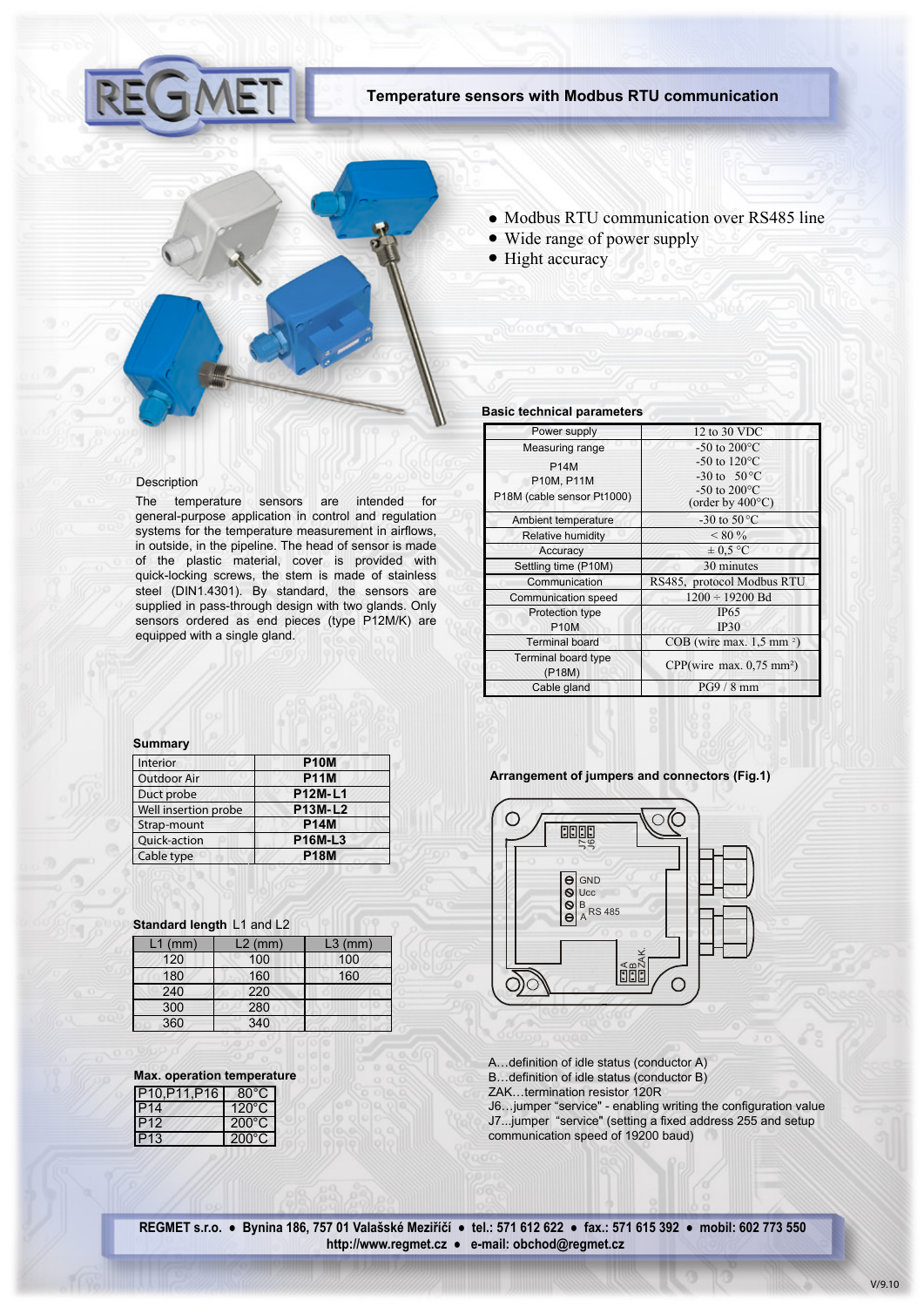# Temperature sensors with Modbus RTU communication

- Modbus RTU communication over RS485 line
- Wide range of power supply
- Hight accuracy

### Description

The temperature sensors are intended for general-purpose application in control and regulation systems for the temperature measurement in airflows, in outside, in the pipeline. The head of sensor is made of the plastic material, cover is provided with quick-locking screws, the stem is made of stainless steel (DIN1.4301). By standard, the sensors are supplied in pass-through design with two glands. Only sensors ordered as end pieces (type P12M/K) are equipped with a single gland.

### Basic technical parameters

| | |
|---|---|
| Power supply | 12 to 30 VDC |
| Measuring range<br>P14M<br>P10M, P11M<br>P18M (cable sensor Pt1000) | -50 to 200°C<br>-50 to 120°C<br>-30 to 50°C<br>-50 to 200°C<br>(order by 400°C) |
| Ambient temperature | -30 to 50°C |
| Relative humidity | < 80 % |
| Accuracy | ± 0,5 °C |
| Settling time (P10M) | 30 minutes |
| Communication | RS485, protocol Modbus RTU |
| Communication speed | 1200 ÷ 19200 Bd |
| Protection type<br>P10M | IP65<br>IP30 |
| Terminal board | COB (wire max. 1,5 mm²) |
| Terminal board type (P18M) | CPP(wire max. 0,75 mm²) |
| Cable gland | PG9 / 8 mm |

### Summary

| | |
|---|---|
| Interior | **P10M** |
| Outdoor Air | **P11M** |
| Duct probe | **P12M-L1** |
| Well insertion probe | **P13M-L2** |
| Strap-mount | **P14M** |
| Quick-action | **P16M-L3** |
| Cable type | **P18M** |

### Standard length L1 and L2

| L1 (mm) | L2 (mm) | L3 (mm) |
|---|---|---|
| 120 | 100 | 100 |
| 180 | 160 | 160 |
| 240 | 220 | |
| 300 | 280 | |
| 360 | 340 | |

### Max. operation temperature

| | |
|---|---|
| P10,P11,P16 | 80°C |
| P14 | 120°C |
| P12 | 200°C |
| P13 | 200°C |

### Arrangement of jumpers and connectors (Fig.1)

A...definition of idle status (conductor A)
B...definition of idle status (conductor B)
ZAK...termination resistor 120R
J6...jumper "service" - enabling writing the configuration value
J7...jumper "service" (setting a fixed address 255 and setup communication speed of 19200 baud)

**REGMET s.r.o. • Bynina 186, 757 01 Valašské Meziříčí • tel.: 571 612 622 • fax.: 571 615 392 • mobil: 602 773 550**
**http://www.regmet.cz • e-mail: obchod@regmet.cz**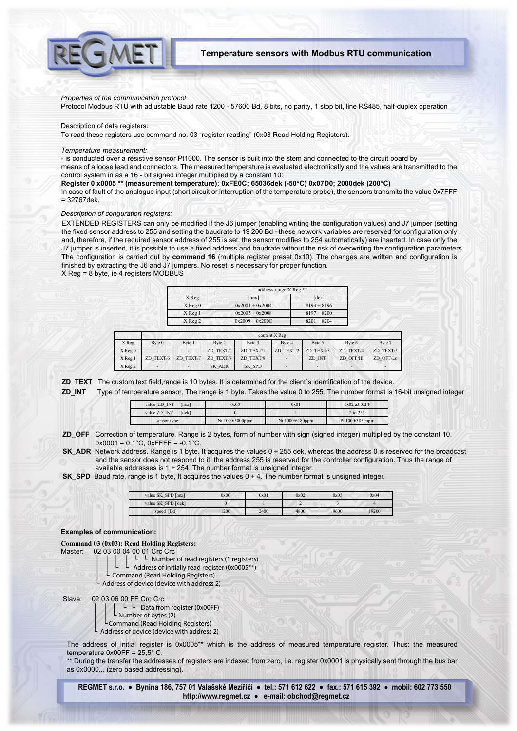*Properties of the communication protocol*
Protocol Modbus RTU with adjustable Baud rate 1200 - 57600 Bd, 8 bits, no parity, 1 stop bit, line RS485, half-duplex operation

Description of data registers:
To read these registers use command no. 03 "register reading" (0x03 Read Holding Registers).

*Temperature measurement:*
- is conducted over a resistive sensor Pt1000. The sensor is built into the stem and connected to the circuit board by means of a loose lead and connectors. The measured temperature is evaluated electronically and the values are transmitted to the control system in as a 16 - bit signed integer multiplied by a constant 10:
**Register 0 x0005 ** (measurement temperature): 0xFE0C; 65036dek (-50°C) 0x07D0; 2000dek (200°C)**
In case of fault of the analogue input (short circuit or interruption of the temperature probe), the sensors transmits the value 0x7FFF = 32767dek.

*Description of conguration registers:*
EXTENDED REGISTERS can only be modified if the J6 jumper (enabling writing the configuration values) and J7 jumper (setting the fixed sensor address to 255 and setting the baudrate to 19 200 Bd - these network variables are reserved for configuration only and, therefore, if the required sensor address of 255 is set, the sensor modifies to 254 automatically) are inserted. In case only the J7 jumper is inserted, it is possible to use a fixed address and baudrate without the risk of overwriting the configuration parameters. The configuration is carried out by **command 16** (multiple register preset 0x10). The changes are written and configuration is finished by extracting the J6 and J7 jumpers. No reset is necessary for proper function.
X Reg = 8 byte, ie 4 registers MODBUS

| | address range X Reg ** | |
|---|---|---|
| X Reg | [hex] | [dek] |
| X Reg 0 | 0x2001 ÷ 0x2004 | 8193 ÷ 8196 |
| X Reg 1 | 0x2005 ÷ 0x2008 | 8197 ÷ 8200 |
| X Reg 2 | 0x2009 ÷ 0x200C | 8201 ÷ 8204 |

| | content X Reg | | | | | | | |
|---|---|---|---|---|---|---|---|---|
| X Reg | Byte 0 | Byte 1 | Byte 2 | Byte 3 | Byte 4 | Byte 5 | Byte 6 | Byte 7 |
| X Reg 0 | - | - | ZD_TEXT/0 | ZD_TEXT/1 | ZD_TEXT/2 | ZD_TEXT/3 | ZD_TEXT/4 | ZD_TEXT/5 |
| X Reg 1 | ZD_TEXT/6 | ZD_TEXT/7 | ZD_TEXT/8 | ZD_TEXT/9 | - | ZD_INT | ZD_OFF/Hi | ZD_OFF/Lo |
| X Reg 2 | - | - | SK_ADR | SK_SPD | - | - | - | - |

**ZD_TEXT** The custom text field,range is 10 bytes. It is determined for the client´s identification of the device.

**ZD_INT** Type of temperature sensor, The range is 1 byte. Takes the value 0 to 255. The number format is 16-bit unsigned integer

| value ZD_INT [hex] | 0x00 | 0x01 | 0x02 až 0xFF |
|---|---|---|---|
| value ZD_INT [dek] | 0 | 1 | 2 to 255 |
| sensor type | Ni 1000/5000ppm | Ni 1000/6180ppm | Pt 1000/3850ppm |

**ZD_OFF** Correction of temperature. Range is 2 bytes, form of number with sign (signed integer) multiplied by the constant 10. 0x0001 = 0,1°C, 0xFFFF = -0,1°C.

**SK_ADR** Network address. Range is 1 byte. It acquires the values 0 ÷ 255 dek, whereas the address 0 is reserved for the broadcast and the sensor does not respond to it, the address 255 is reserved for the controller configuration. Thus the range of available addresses is 1 ÷ 254. The number format is unsigned integer.

**SK_SPD** Baud rate. range is 1 byte, It acquires the values 0 ÷ 4. The number format is unsigned integer.

| value SK_SPD [hex] | 0x00 | 0x01 | 0x02 | 0x03 | 0x04 |
|---|---|---|---|---|---|
| value SK_SPD [dek] | 0 | 1 | 2 | 3 | 4 |
| speed [Bd] | 1200 | 2400 | 4800 | 9600 | 19200 |

**Examples of communication:**

**Command 03 (0x03): Read Holding Registers:**

Master: 02 03 00 04 00 01 Crc Crc
- 00 01 – Number of read registers (1 registers)
- 00 04 – Address of initially read register (0x0005**)
- 03 – Command (Read Holding Registers)
- 02 – Address of device (device with address 2)

Slave: 02 03 06 00 FF Crc Crc
- 00 FF – Data from register (0x00FF)
- 06 – Number of bytes (2)
- 03 – Command (Read Holding Registers)
- 02 – Address of device (device with address 2)

The address of initial register is 0x0005** which is the address of measured temperature register. Thus: the measured temperature 0x00FF = 25,5° C.
** During the transfer the addresses of registers are indexed from zero, i.e. register 0x0001 is physically sent through the bus bar as 0x0000... (zero based addressing).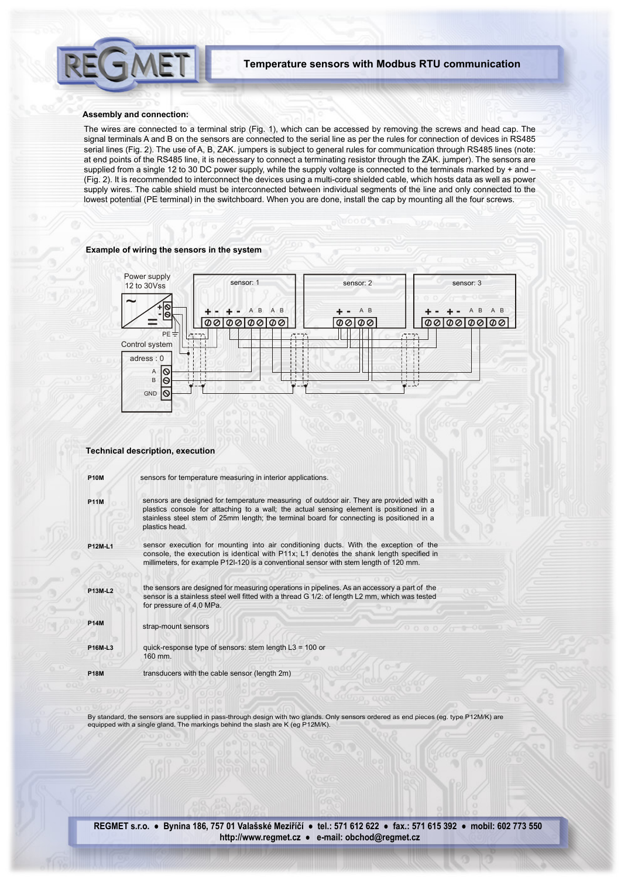## Assembly and connection:

The wires are connected to a terminal strip (Fig. 1), which can be accessed by removing the screws and head cap. The signal terminals A and B on the sensors are connected to the serial line as per the rules for connection of devices in RS485 serial lines (Fig. 2). The use of A, B, ZAK. jumpers is subject to general rules for communication through RS485 lines (note: at end points of the RS485 line, it is necessary to connect a terminating resistor through the ZAK. jumper). The sensors are supplied from a single 12 to 30 DC power supply, while the supply voltage is connected to the terminals marked by + and – (Fig. 2). It is recommended to interconnect the devices using a multi-core shielded cable, which hosts data as well as power supply wires. The cable shield must be interconnected between individual segments of the line and only connected to the lowest potential (PE terminal) in the switchboard. When you are done, install the cap by mounting all the four screws.

## Example of wiring the sensors in the system

Power supply 12 to 30Vss

PE

Control system

adress : 0

A

B

GND

sensor: 1

sensor: 2

sensor: 3

## Technical description, execution

**P10M** sensors for temperature measuring in interior applications.

**P11M** sensors are designed for temperature measuring of outdoor air. They are provided with a plastics console for attaching to a wall; the actual sensing element is positioned in a stainless steel stem of 25mm length; the terminal board for connecting is positioned in a plastics head.

**P12M-L1** sensor execution for mounting into air conditioning ducts. With the exception of the console, the execution is identical with P11x; L1 denotes the shank length specified in millimeters, for example P12I-120 is a conventional sensor with stem length of 120 mm.

**P13M-L2** the sensors are designed for measuring operations in pipelines. As an accessory a part of the sensor is a stainless steel well fitted with a thread G 1/2: of length L2 mm, which was tested for pressure of 4,0 MPa.

**P14M** strap-mount sensors

**P16M-L3** quick-response type of sensors: stem length L3 = 100 or 160 mm.

**P18M** transducers with the cable sensor (length 2m)

By standard, the sensors are supplied in pass-through design with two glands. Only sensors ordered as end pieces (eg. type P12M/K) are equipped with a single gland. The markings behind the slash are K (eg P12M/K).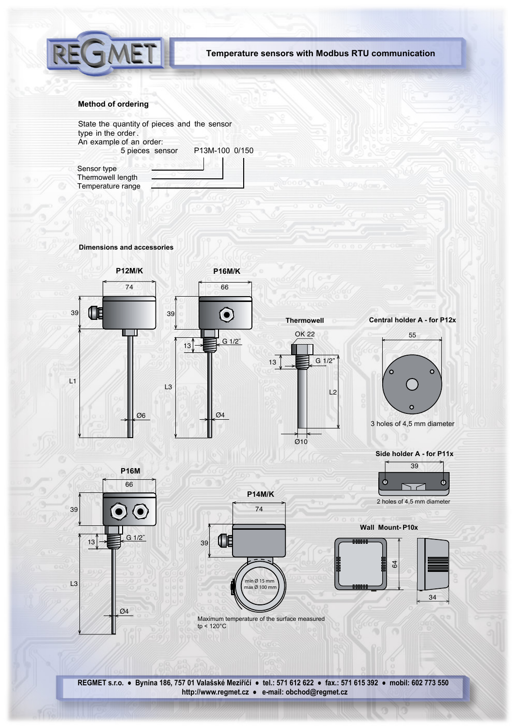## Method of ordering

State the quantity of pieces and the sensor type in the order.
An example of an order:

5 pieces sensor P13M-100 0/150

Sensor type
Thermowell length
Temperature range

## Dimensions and accessories

**P12M/K**

74
39
L1
Ø6

**P16M/K**

66
39
13
G 1/2"
L3
Ø4

**Thermowell**

OK 22
13
G 1/2"
L2
Ø10

**Central holder A - for P12x**

55
3 holes of 4,5 mm diameter

**Side holder A - for P11x**

39
2 holes of 4,5 mm diameter

**P16M**

66
39
13
G 1/2"
L3
Ø4

**P14M/K**

74
39
min Ø 15 mm
max Ø 100 mm

Maximum temperature of the surface measured
tp < 120°C

**Wall Mount- P10x**

64
34

REGMET s.r.o. • Bynina 186, 757 01 Valašské Meziříčí • tel.: 571 612 622 • fax.: 571 615 392 • mobil: 602 773 550
http://www.regmet.cz • e-mail: obchod@regmet.cz